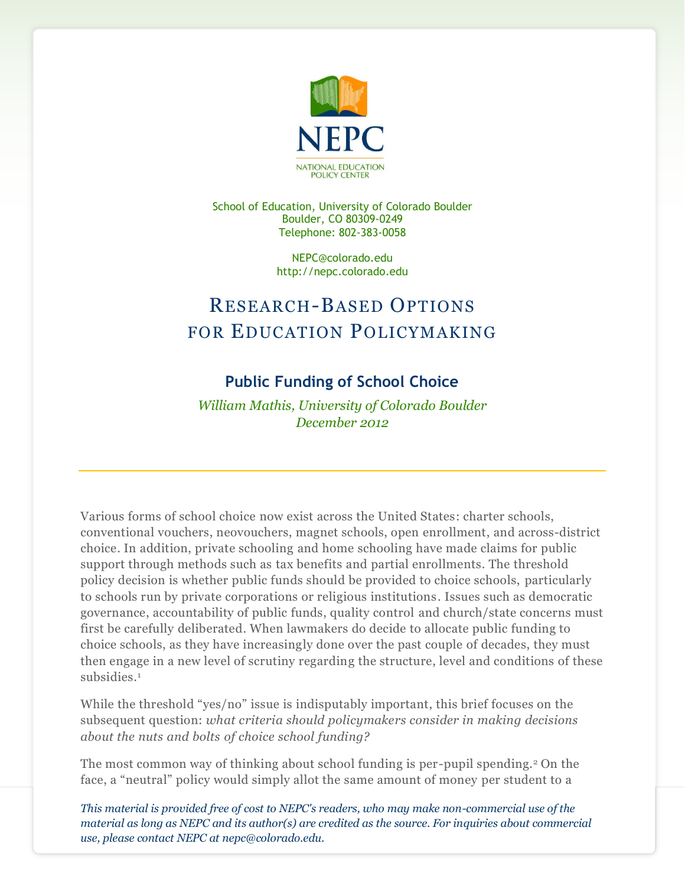NEPC

NATIONAL EDUCATION POLICY CENTER

School of Education, University of Colorado Boulder
Boulder, CO 80309-0249
Telephone: 802-383-0058

NEPC@colorado.edu
http://nepc.colorado.edu

# Research-Based Options for Education Policymaking

## Public Funding of School Choice

*William Mathis, University of Colorado Boulder*
*December 2012*

---

Various forms of school choice now exist across the United States: charter schools, conventional vouchers, neovouchers, magnet schools, open enrollment, and across-district choice. In addition, private schooling and home schooling have made claims for public support through methods such as tax benefits and partial enrollments. The threshold policy decision is whether public funds should be provided to choice schools, particularly to schools run by private corporations or religious institutions. Issues such as democratic governance, accountability of public funds, quality control and church/state concerns must first be carefully deliberated. When lawmakers do decide to allocate public funding to choice schools, as they have increasingly done over the past couple of decades, they must then engage in a new level of scrutiny regarding the structure, level and conditions of these subsidies.[1]

While the threshold "yes/no" issue is indisputably important, this brief focuses on the subsequent question: *what criteria should policymakers consider in making decisions about the nuts and bolts of choice school funding?*

The most common way of thinking about school funding is per-pupil spending.[2] On the face, a "neutral" policy would simply allot the same amount of money per student to a

*This material is provided free of cost to NEPC's readers, who may make non-commercial use of the material as long as NEPC and its author(s) are credited as the source. For inquiries about commercial use, please contact NEPC at nepc@colorado.edu.*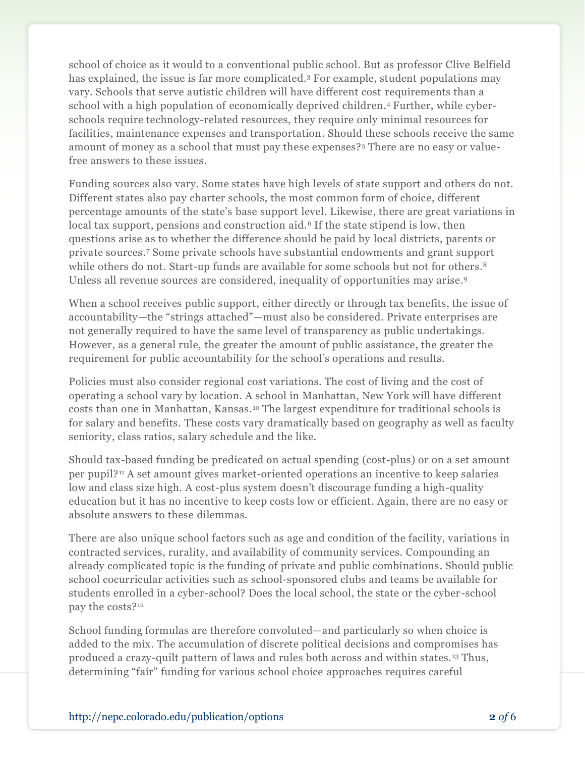school of choice as it would to a conventional public school. But as professor Clive Belfield has explained, the issue is far more complicated.[3] For example, student populations may vary. Schools that serve autistic children will have different cost requirements than a school with a high population of economically deprived children.[4] Further, while cyber-schools require technology-related resources, they require only minimal resources for facilities, maintenance expenses and transportation. Should these schools receive the same amount of money as a school that must pay these expenses?[5] There are no easy or value-free answers to these issues.

Funding sources also vary. Some states have high levels of state support and others do not. Different states also pay charter schools, the most common form of choice, different percentage amounts of the state's base support level. Likewise, there are great variations in local tax support, pensions and construction aid.[6] If the state stipend is low, then questions arise as to whether the difference should be paid by local districts, parents or private sources.[7] Some private schools have substantial endowments and grant support while others do not. Start-up funds are available for some schools but not for others.[8] Unless all revenue sources are considered, inequality of opportunities may arise.[9]

When a school receives public support, either directly or through tax benefits, the issue of accountability—the "strings attached"—must also be considered. Private enterprises are not generally required to have the same level of transparency as public undertakings. However, as a general rule, the greater the amount of public assistance, the greater the requirement for public accountability for the school's operations and results.

Policies must also consider regional cost variations. The cost of living and the cost of operating a school vary by location. A school in Manhattan, New York will have different costs than one in Manhattan, Kansas.[10] The largest expenditure for traditional schools is for salary and benefits. These costs vary dramatically based on geography as well as faculty seniority, class ratios, salary schedule and the like.

Should tax-based funding be predicated on actual spending (cost-plus) or on a set amount per pupil?[11] A set amount gives market-oriented operations an incentive to keep salaries low and class size high. A cost-plus system doesn't discourage funding a high-quality education but it has no incentive to keep costs low or efficient. Again, there are no easy or absolute answers to these dilemmas.

There are also unique school factors such as age and condition of the facility, variations in contracted services, rurality, and availability of community services. Compounding an already complicated topic is the funding of private and public combinations. Should public school cocurricular activities such as school-sponsored clubs and teams be available for students enrolled in a cyber-school? Does the local school, the state or the cyber-school pay the costs?[12]

School funding formulas are therefore convoluted—and particularly so when choice is added to the mix. The accumulation of discrete political decisions and compromises has produced a crazy-quilt pattern of laws and rules both across and within states.[13] Thus, determining "fair" funding for various school choice approaches requires careful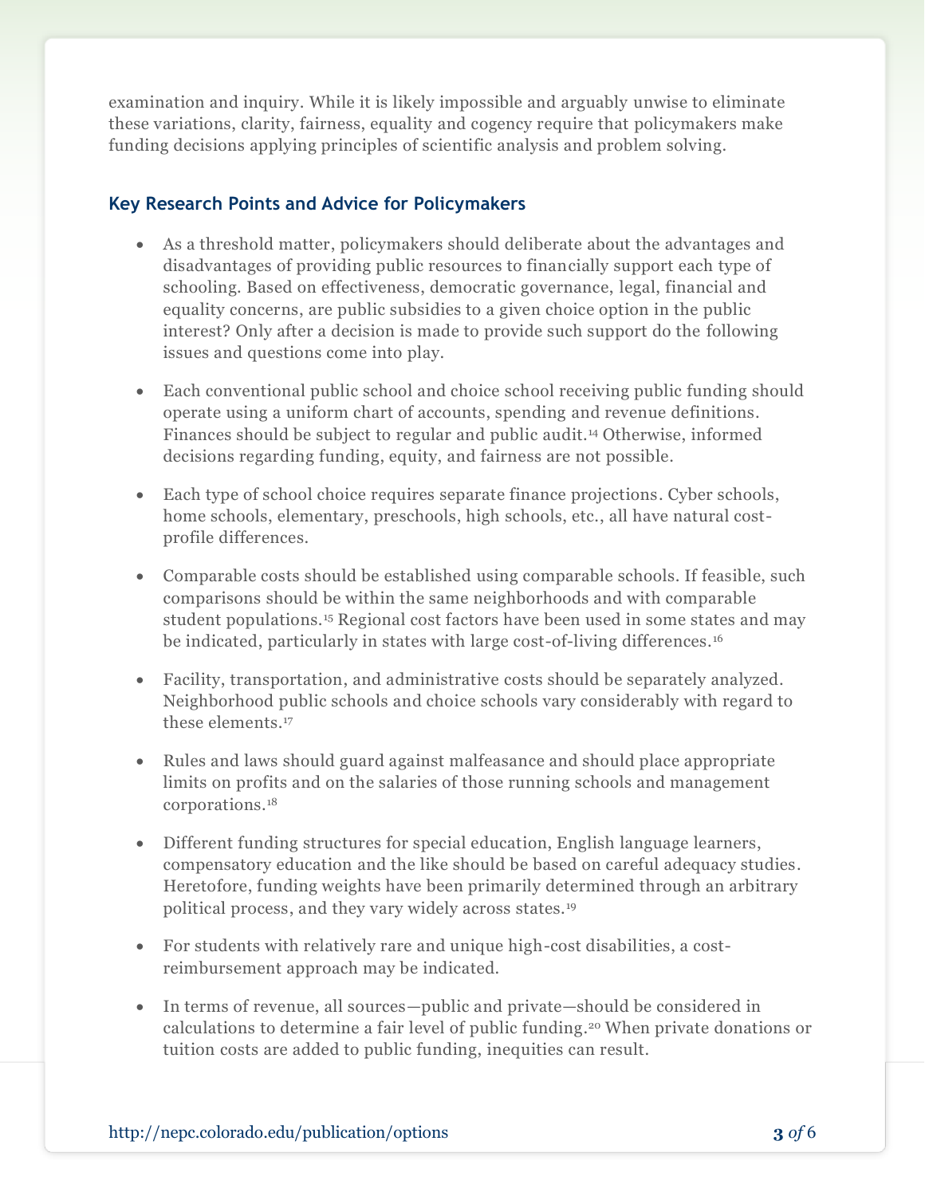examination and inquiry. While it is likely impossible and arguably unwise to eliminate these variations, clarity, fairness, equality and cogency require that policymakers make funding decisions applying principles of scientific analysis and problem solving.

### Key Research Points and Advice for Policymakers

- As a threshold matter, policymakers should deliberate about the advantages and disadvantages of providing public resources to financially support each type of schooling. Based on effectiveness, democratic governance, legal, financial and equality concerns, are public subsidies to a given choice option in the public interest? Only after a decision is made to provide such support do the following issues and questions come into play.

- Each conventional public school and choice school receiving public funding should operate using a uniform chart of accounts, spending and revenue definitions. Finances should be subject to regular and public audit.[14] Otherwise, informed decisions regarding funding, equity, and fairness are not possible.

- Each type of school choice requires separate finance projections. Cyber schools, home schools, elementary, preschools, high schools, etc., all have natural cost-profile differences.

- Comparable costs should be established using comparable schools. If feasible, such comparisons should be within the same neighborhoods and with comparable student populations.[15] Regional cost factors have been used in some states and may be indicated, particularly in states with large cost-of-living differences.[16]

- Facility, transportation, and administrative costs should be separately analyzed. Neighborhood public schools and choice schools vary considerably with regard to these elements.[17]

- Rules and laws should guard against malfeasance and should place appropriate limits on profits and on the salaries of those running schools and management corporations.[18]

- Different funding structures for special education, English language learners, compensatory education and the like should be based on careful adequacy studies. Heretofore, funding weights have been primarily determined through an arbitrary political process, and they vary widely across states.[19]

- For students with relatively rare and unique high-cost disabilities, a cost-reimbursement approach may be indicated.

- In terms of revenue, all sources—public and private—should be considered in calculations to determine a fair level of public funding.[20] When private donations or tuition costs are added to public funding, inequities can result.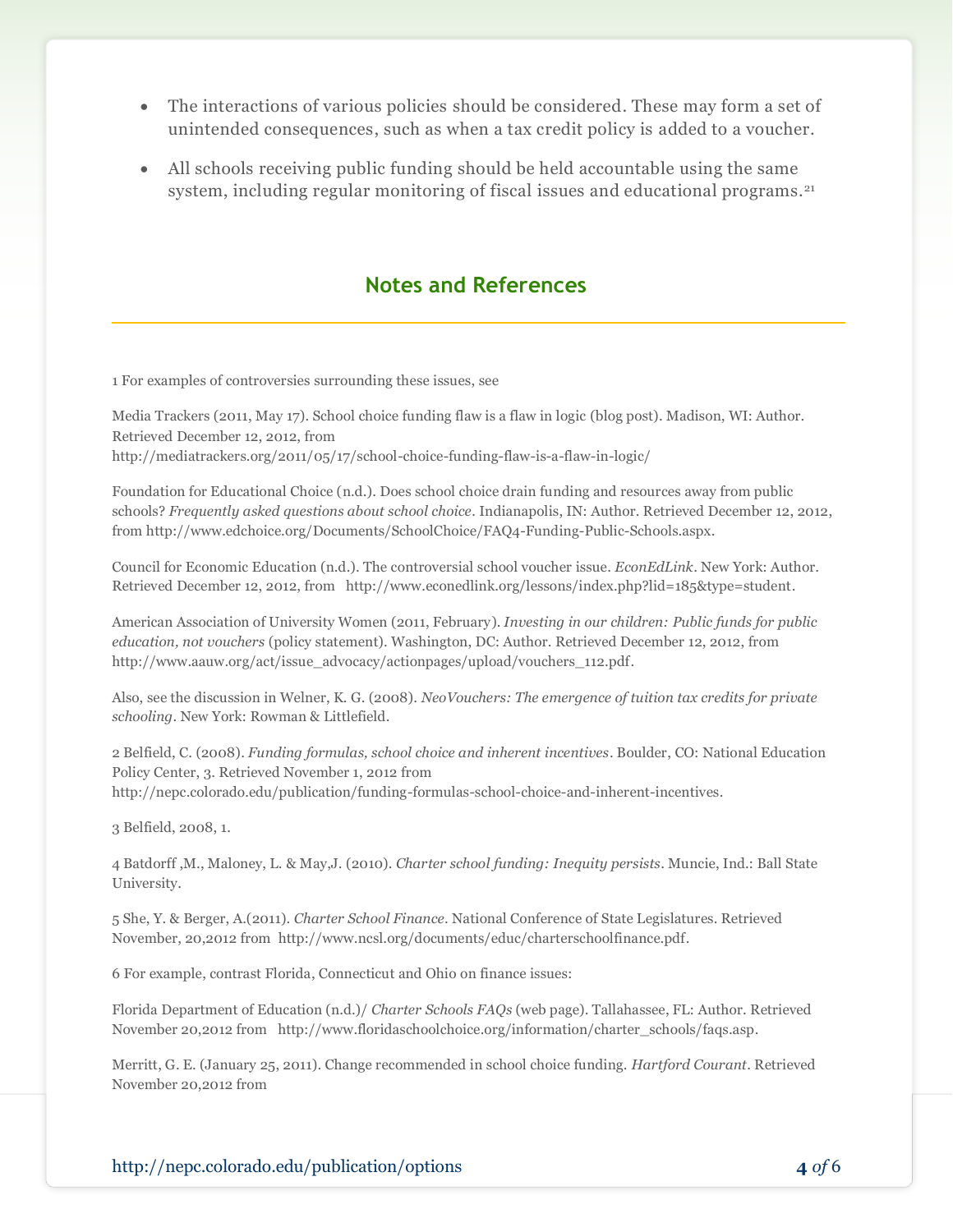- The interactions of various policies should be considered. These may form a set of unintended consequences, such as when a tax credit policy is added to a voucher.
- All schools receiving public funding should be held accountable using the same system, including regular monitoring of fiscal issues and educational programs.[21]

## Notes and References

1 For examples of controversies surrounding these issues, see

Media Trackers (2011, May 17). School choice funding flaw is a flaw in logic (blog post). Madison, WI: Author. Retrieved December 12, 2012, from http://mediatrackers.org/2011/05/17/school-choice-funding-flaw-is-a-flaw-in-logic/

Foundation for Educational Choice (n.d.). Does school choice drain funding and resources away from public schools? *Frequently asked questions about school choice*. Indianapolis, IN: Author. Retrieved December 12, 2012, from http://www.edchoice.org/Documents/SchoolChoice/FAQ4-Funding-Public-Schools.aspx.

Council for Economic Education (n.d.). The controversial school voucher issue. *EconEdLink*. New York: Author. Retrieved December 12, 2012, from http://www.econedlink.org/lessons/index.php?lid=185&type=student.

American Association of University Women (2011, February). *Investing in our children: Public funds for public education, not vouchers* (policy statement). Washington, DC: Author. Retrieved December 12, 2012, from http://www.aauw.org/act/issue_advocacy/actionpages/upload/vouchers_112.pdf.

Also, see the discussion in Welner, K. G. (2008). *NeoVouchers: The emergence of tuition tax credits for private schooling*. New York: Rowman & Littlefield.

2 Belfield, C. (2008). *Funding formulas, school choice and inherent incentives*. Boulder, CO: National Education Policy Center, 3. Retrieved November 1, 2012 from http://nepc.colorado.edu/publication/funding-formulas-school-choice-and-inherent-incentives.

3 Belfield, 2008, 1.

4 Batdorff ,M., Maloney, L. & May,J. (2010). *Charter school funding: Inequity persists*. Muncie, Ind.: Ball State University.

5 She, Y. & Berger, A.(2011). *Charter School Finance*. National Conference of State Legislatures. Retrieved November, 20,2012 from http://www.ncsl.org/documents/educ/charterschoolfinance.pdf.

6 For example, contrast Florida, Connecticut and Ohio on finance issues:

Florida Department of Education (n.d.)/ *Charter Schools FAQs* (web page). Tallahassee, FL: Author. Retrieved November 20,2012 from http://www.floridaschoolchoice.org/information/charter_schools/faqs.asp.

Merritt, G. E. (January 25, 2011). Change recommended in school choice funding. *Hartford Courant*. Retrieved November 20,2012 from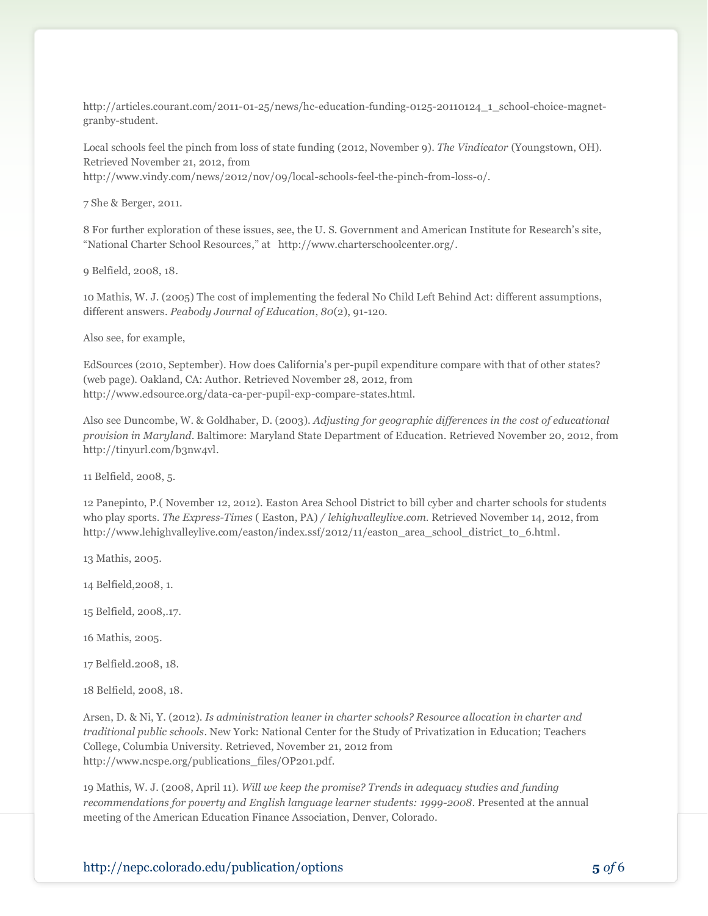http://articles.courant.com/2011-01-25/news/hc-education-funding-0125-20110124_1_school-choice-magnet-granby-student.

Local schools feel the pinch from loss of state funding (2012, November 9). *The Vindicator* (Youngstown, OH). Retrieved November 21, 2012, from http://www.vindy.com/news/2012/nov/09/local-schools-feel-the-pinch-from-loss-o/.

7 She & Berger, 2011.

8 For further exploration of these issues, see, the U. S. Government and American Institute for Research's site, "National Charter School Resources," at http://www.charterschoolcenter.org/.

9 Belfield, 2008, 18.

10 Mathis, W. J. (2005) The cost of implementing the federal No Child Left Behind Act: different assumptions, different answers. *Peabody Journal of Education*, *80*(2), 91-120.

Also see, for example,

EdSources (2010, September). How does California's per-pupil expenditure compare with that of other states? (web page). Oakland, CA: Author. Retrieved November 28, 2012, from http://www.edsource.org/data-ca-per-pupil-exp-compare-states.html.

Also see Duncombe, W. & Goldhaber, D. (2003). *Adjusting for geographic differences in the cost of educational provision in Maryland*. Baltimore: Maryland State Department of Education. Retrieved November 20, 2012, from http://tinyurl.com/b3nw4vl.

11 Belfield, 2008, 5.

12 Panepinto, P.( November 12, 2012). Easton Area School District to bill cyber and charter schools for students who play sports. *The Express-Times* ( Easton, PA) / *lehighvalleylive.com*. Retrieved November 14, 2012, from http://www.lehighvalleylive.com/easton/index.ssf/2012/11/easton_area_school_district_to_6.html.

13 Mathis, 2005.

14 Belfield,2008, 1.

15 Belfield, 2008,.17.

16 Mathis, 2005.

17 Belfield.2008, 18.

18 Belfield, 2008, 18.

Arsen, D. & Ni, Y. (2012). *Is administration leaner in charter schools? Resource allocation in charter and traditional public schools*. New York: National Center for the Study of Privatization in Education; Teachers College, Columbia University. Retrieved, November 21, 2012 from http://www.ncspe.org/publications_files/OP201.pdf.

19 Mathis, W. J. (2008, April 11). *Will we keep the promise? Trends in adequacy studies and funding recommendations for poverty and English language learner students: 1999-2008*. Presented at the annual meeting of the American Education Finance Association, Denver, Colorado.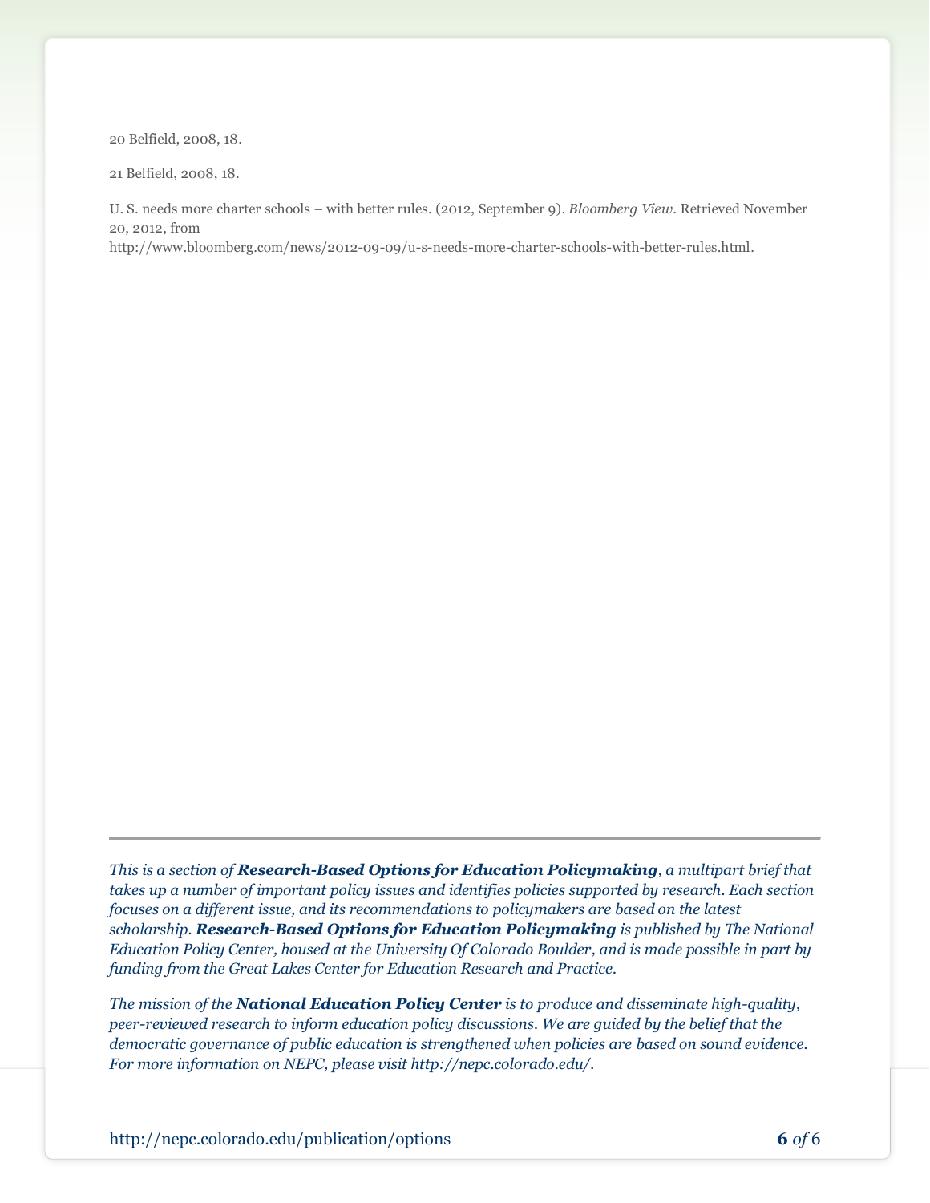20 Belfield, 2008, 18.

21 Belfield, 2008, 18.

U. S. needs more charter schools – with better rules. (2012, September 9). *Bloomberg View*. Retrieved November 20, 2012, from http://www.bloomberg.com/news/2012-09-09/u-s-needs-more-charter-schools-with-better-rules.html.

---

*This is a section of **Research-Based Options for Education Policymaking**, a multipart brief that takes up a number of important policy issues and identifies policies supported by research. Each section focuses on a different issue, and its recommendations to policymakers are based on the latest scholarship. **Research-Based Options for Education Policymaking** is published by The National Education Policy Center, housed at the University Of Colorado Boulder, and is made possible in part by funding from the Great Lakes Center for Education Research and Practice.*

*The mission of the **National Education Policy Center** is to produce and disseminate high-quality, peer-reviewed research to inform education policy discussions. We are guided by the belief that the democratic governance of public education is strengthened when policies are based on sound evidence. For more information on NEPC, please visit http://nepc.colorado.edu/.*